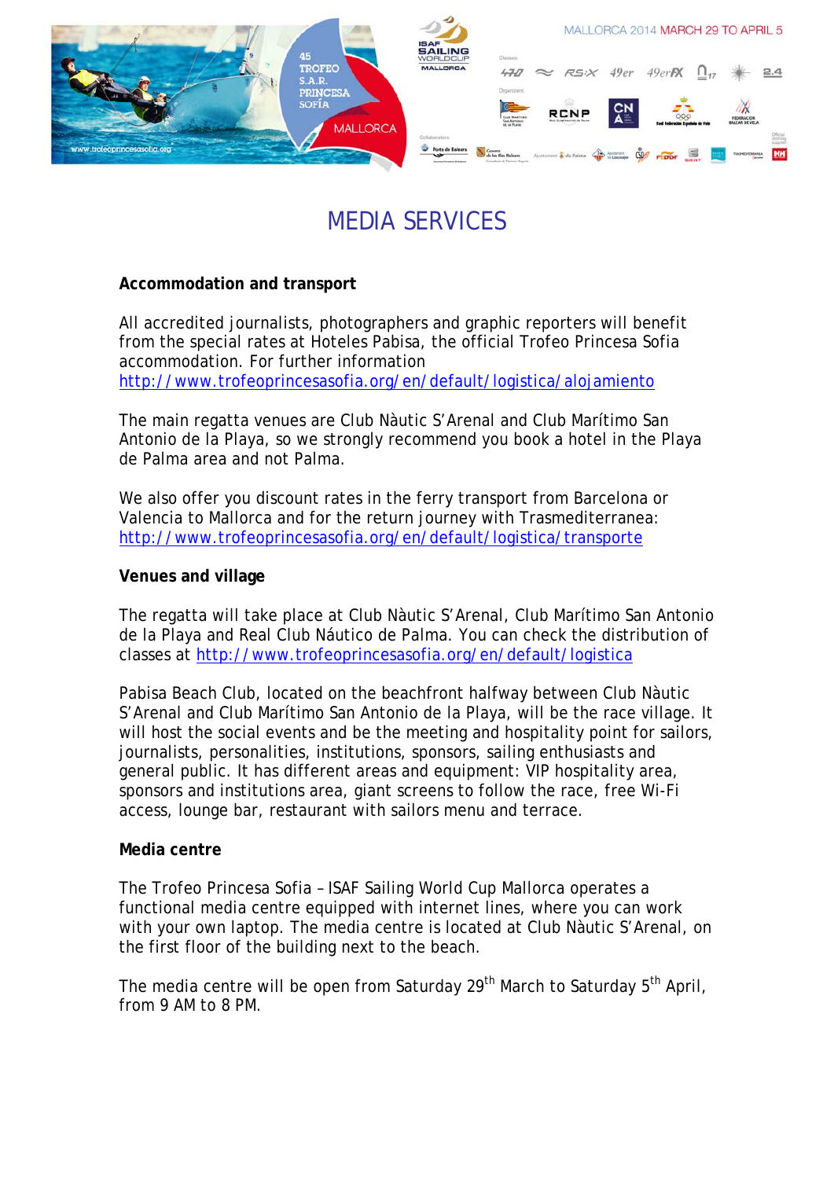# MEDIA SERVICES

**Accommodation and transport**

All accredited journalists, photographers and graphic reporters will benefit from the special rates at Hoteles Pabisa, the official Trofeo Princesa Sofia accommodation. For further information http://www.trofeoprincesasofia.org/en/default/logistica/alojamiento

The main regatta venues are Club Nàutic S'Arenal and Club Marítimo San Antonio de la Playa, so we strongly recommend you book a hotel in the Playa de Palma area and not Palma.

We also offer you discount rates in the ferry transport from Barcelona or Valencia to Mallorca and for the return journey with Trasmediterranea: http://www.trofeoprincesasofia.org/en/default/logistica/transporte

**Venues and village**

The regatta will take place at Club Nàutic S'Arenal, Club Marítimo San Antonio de la Playa and Real Club Náutico de Palma. You can check the distribution of classes at http://www.trofeoprincesasofia.org/en/default/logistica

Pabisa Beach Club, located on the beachfront halfway between Club Nàutic S'Arenal and Club Marítimo San Antonio de la Playa, will be the race village. It will host the social events and be the meeting and hospitality point for sailors, journalists, personalities, institutions, sponsors, sailing enthusiasts and general public. It has different areas and equipment: VIP hospitality area, sponsors and institutions area, giant screens to follow the race, free Wi-Fi access, lounge bar, restaurant with sailors menu and terrace.

**Media centre**

The Trofeo Princesa Sofia – ISAF Sailing World Cup Mallorca operates a functional media centre equipped with internet lines, where you can work with your own laptop. The media centre is located at Club Nàutic S'Arenal, on the first floor of the building next to the beach.

The media centre will be open from Saturday 29th March to Saturday 5th April, from 9 AM to 8 PM.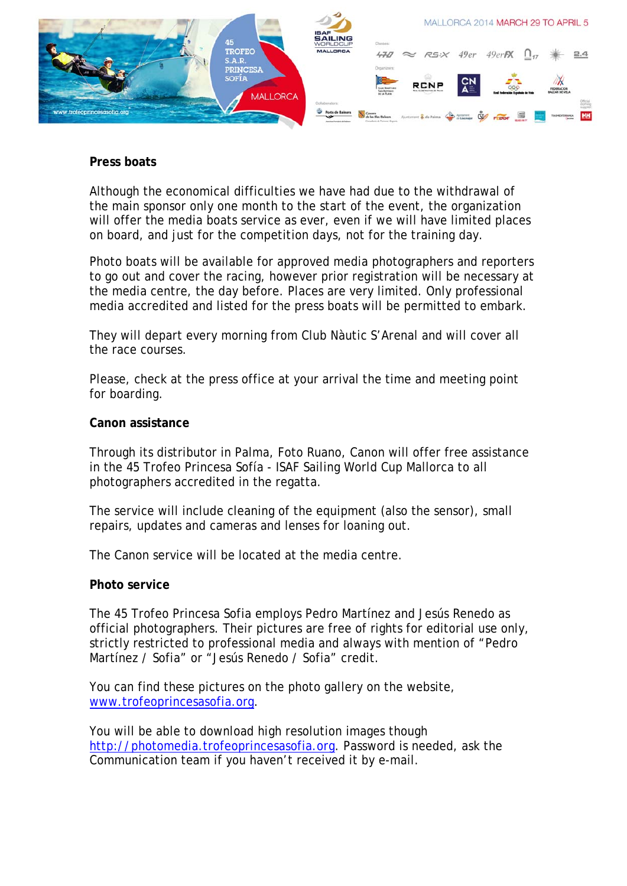**Press boats**

Although the economical difficulties we have had due to the withdrawal of the main sponsor only one month to the start of the event, the organization will offer the media boats service as ever, even if we will have limited places on board, and just for the competition days, not for the training day.

Photo boats will be available for approved media photographers and reporters to go out and cover the racing, however prior registration will be necessary at the media centre, the day before. Places are very limited. Only professional media accredited and listed for the press boats will be permitted to embark.

They will depart every morning from Club Nàutic S'Arenal and will cover all the race courses.

Please, check at the press office at your arrival the time and meeting point for boarding.

**Canon assistance**

Through its distributor in Palma, Foto Ruano, Canon will offer free assistance in the 45 Trofeo Princesa Sofía - ISAF Sailing World Cup Mallorca to all photographers accredited in the regatta.

The service will include cleaning of the equipment (also the sensor), small repairs, updates and cameras and lenses for loaning out.

The Canon service will be located at the media centre.

**Photo service**

The 45 Trofeo Princesa Sofia employs Pedro Martínez and Jesús Renedo as official photographers. Their pictures are free of rights for editorial use only, strictly restricted to professional media and always with mention of "Pedro Martínez / Sofia" or "Jesús Renedo / Sofia" credit.

You can find these pictures on the photo gallery on the website, www.trofeoprincesasofia.org.

You will be able to download high resolution images though http://photomedia.trofeoprincesasofia.org. Password is needed, ask the Communication team if you haven't received it by e-mail.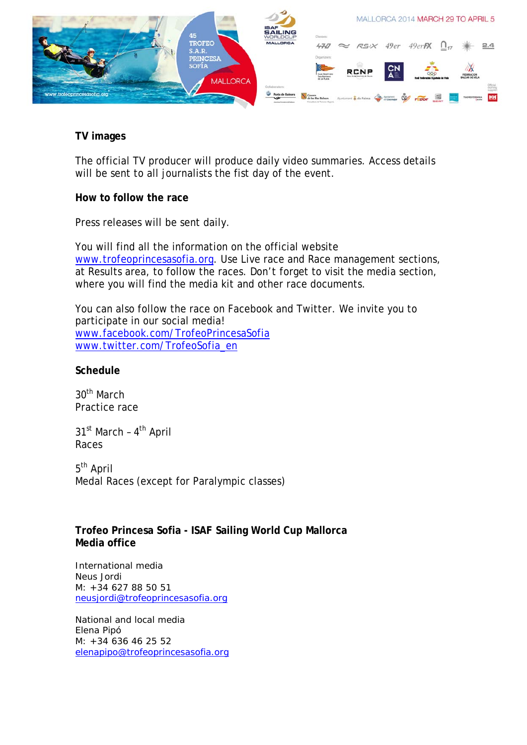**TV images**

The official TV producer will produce daily video summaries. Access details will be sent to all journalists the fist day of the event.

**How to follow the race**

Press releases will be sent daily.

You will find all the information on the official website www.trofeoprincesasofia.org. Use Live race and Race management sections, at Results area, to follow the races. Don't forget to visit the media section, where you will find the media kit and other race documents.

You can also follow the race on Facebook and Twitter. We invite you to participate in our social media!
www.facebook.com/TrofeoPrincesaSofia
www.twitter.com/TrofeoSofia_en

**Schedule**

30th March
Practice race

31st March – 4th April
Races

5th April
Medal Races (except for Paralympic classes)

**Trofeo Princesa Sofia - ISAF Sailing World Cup Mallorca**
**Media office**

International media
Neus Jordi
M: +34 627 88 50 51
neusjordi@trofeoprincesasofia.org

National and local media
Elena Pipó
M: +34 636 46 25 52
elenapipo@trofeoprincesasofia.org